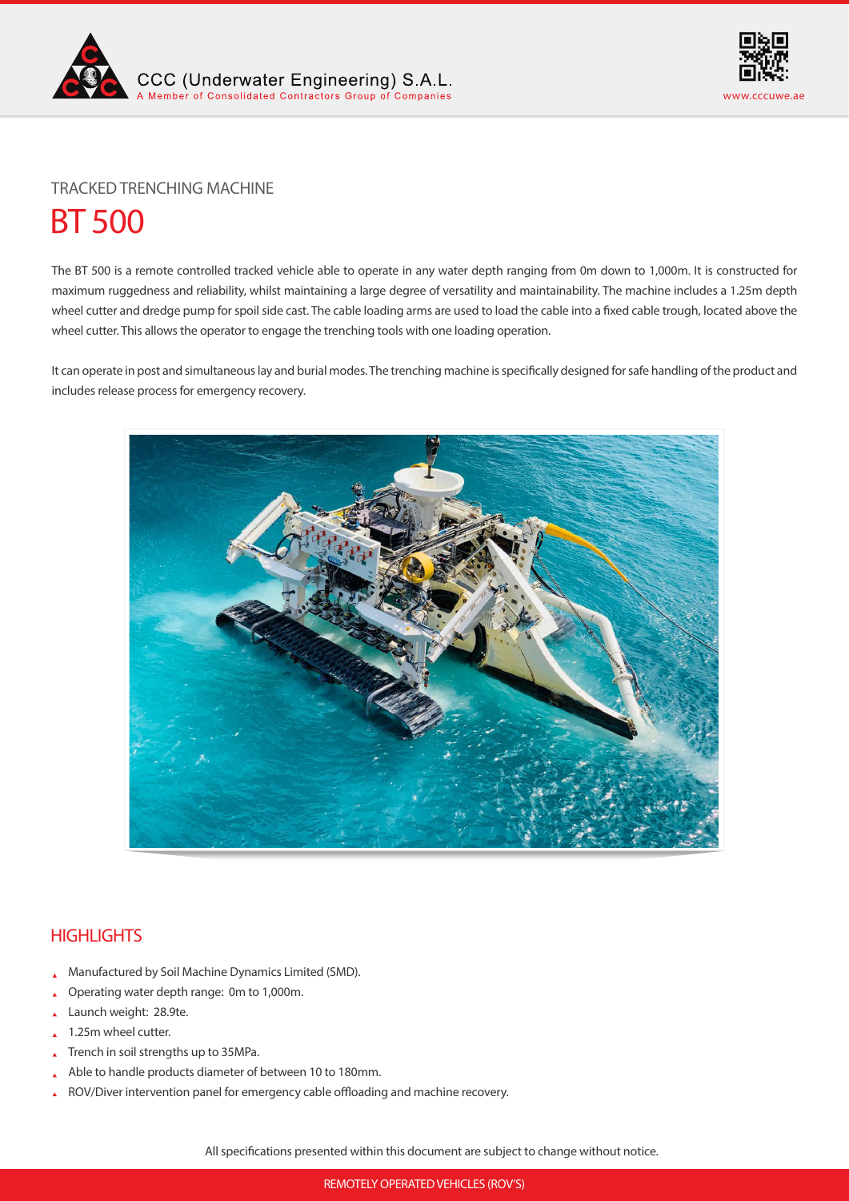CCC (Underwater Engineering) S.A.L.
A Member of Consolidated Contractors Group of Companies

www.cccuwe.ae

TRACKED TRENCHING MACHINE

# BT 500

The BT 500 is a remote controlled tracked vehicle able to operate in any water depth ranging from 0m down to 1,000m. It is constructed for maximum ruggedness and reliability, whilst maintaining a large degree of versatility and maintainability. The machine includes a 1.25m depth wheel cutter and dredge pump for spoil side cast. The cable loading arms are used to load the cable into a fixed cable trough, located above the wheel cutter. This allows the operator to engage the trenching tools with one loading operation.

It can operate in post and simultaneous lay and burial modes. The trenching machine is specifically designed for safe handling of the product and includes release process for emergency recovery.

## HIGHLIGHTS

- Manufactured by Soil Machine Dynamics Limited (SMD).
- Operating water depth range: 0m to 1,000m.
- Launch weight: 28.9te.
- 1.25m wheel cutter.
- Trench in soil strengths up to 35MPa.
- Able to handle products diameter of between 10 to 180mm.
- ROV/Diver intervention panel for emergency cable offloading and machine recovery.

All specifications presented within this document are subject to change without notice.

REMOTELY OPERATED VEHICLES (ROV'S)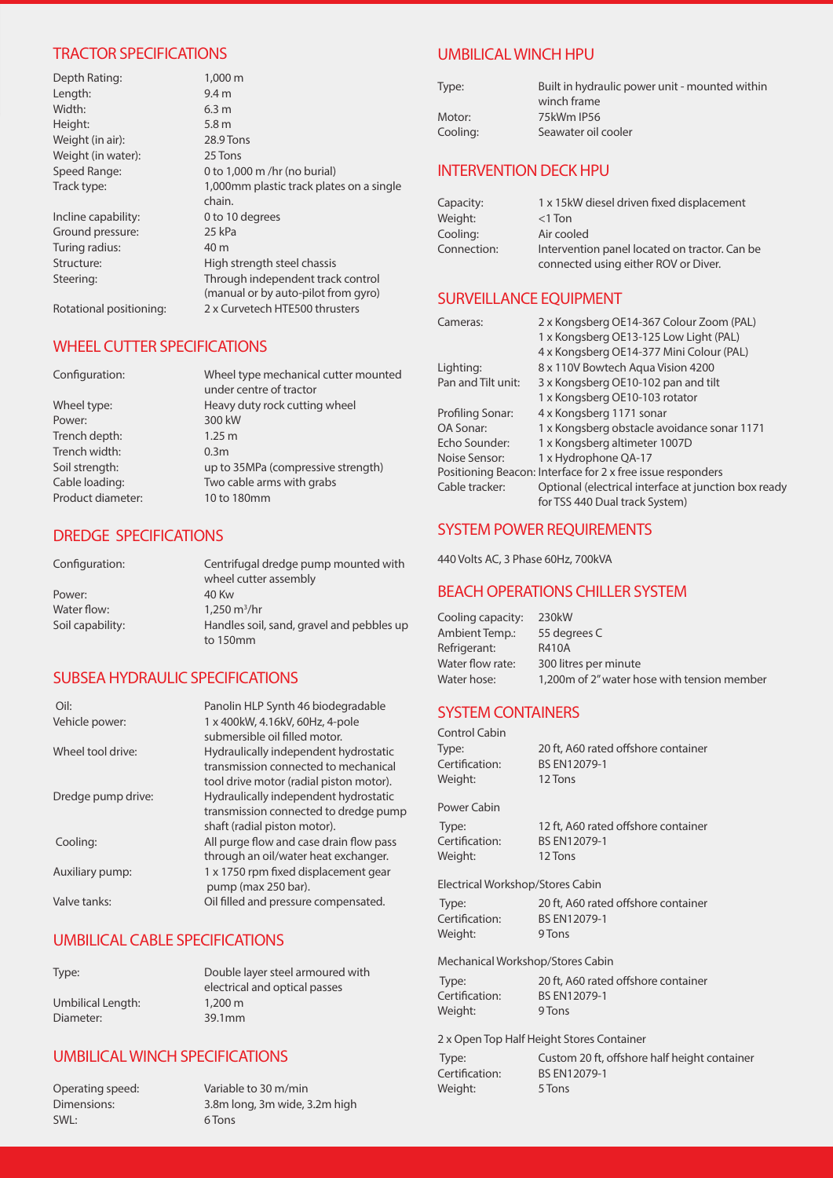## TRACTOR SPECIFICATIONS

| | |
|---|---|
| Depth Rating: | 1,000 m |
| Length: | 9.4 m |
| Width: | 6.3 m |
| Height: | 5.8 m |
| Weight (in air): | 28.9 Tons |
| Weight (in water): | 25 Tons |
| Speed Range: | 0 to 1,000 m /hr (no burial) |
| Track type: | 1,000mm plastic track plates on a single chain. |
| Incline capability: | 0 to 10 degrees |
| Ground pressure: | 25 kPa |
| Turing radius: | 40 m |
| Structure: | High strength steel chassis |
| Steering: | Through independent track control (manual or by auto-pilot from gyro) |
| Rotational positioning: | 2 x Curvetech HTE500 thrusters |

## WHEEL CUTTER SPECIFICATIONS

| | |
|---|---|
| Configuration: | Wheel type mechanical cutter mounted under centre of tractor |
| Wheel type: | Heavy duty rock cutting wheel |
| Power: | 300 kW |
| Trench depth: | 1.25 m |
| Trench width: | 0.3m |
| Soil strength: | up to 35MPa (compressive strength) |
| Cable loading: | Two cable arms with grabs |
| Product diameter: | 10 to 180mm |

## DREDGE SPECIFICATIONS

| | |
|---|---|
| Configuration: | Centrifugal dredge pump mounted with wheel cutter assembly |
| Power: | 40 Kw |
| Water flow: | 1,250 $m^3$/hr |
| Soil capability: | Handles soil, sand, gravel and pebbles up to 150mm |

## SUBSEA HYDRAULIC SPECIFICATIONS

| | |
|---|---|
| Oil: | Panolin HLP Synth 46 biodegradable |
| Vehicle power: | 1 x 400kW, 4.16kV, 60Hz, 4-pole submersible oil filled motor. |
| Wheel tool drive: | Hydraulically independent hydrostatic transmission connected to mechanical tool drive motor (radial piston motor). |
| Dredge pump drive: | Hydraulically independent hydrostatic transmission connected to dredge pump shaft (radial piston motor). |
| Cooling: | All purge flow and case drain flow pass through an oil/water heat exchanger. |
| Auxiliary pump: | 1 x 1750 rpm fixed displacement gear pump (max 250 bar). |
| Valve tanks: | Oil filled and pressure compensated. |

## UMBILICAL CABLE SPECIFICATIONS

| | |
|---|---|
| Type: | Double layer steel armoured with electrical and optical passes |
| Umbilical Length: | 1,200 m |
| Diameter: | 39.1mm |

## UMBILICAL WINCH SPECIFICATIONS

| | |
|---|---|
| Operating speed: | Variable to 30 m/min |
| Dimensions: | 3.8m long, 3m wide, 3.2m high |
| SWL: | 6 Tons |

## UMBILICAL WINCH HPU

| | |
|---|---|
| Type: | Built in hydraulic power unit - mounted within winch frame |
| Motor: | 75kWm IP56 |
| Cooling: | Seawater oil cooler |

## INTERVENTION DECK HPU

| | |
|---|---|
| Capacity: | 1 x 15kW diesel driven fixed displacement |
| Weight: | <1 Ton |
| Cooling: | Air cooled |
| Connection: | Intervention panel located on tractor. Can be connected using either ROV or Diver. |

## SURVEILLANCE EQUIPMENT

| | |
|---|---|
| Cameras: | 2 x Kongsberg OE14-367 Colour Zoom (PAL)<br>1 x Kongsberg OE13-125 Low Light (PAL)<br>4 x Kongsberg OE14-377 Mini Colour (PAL) |
| Lighting: | 8 x 110V Bowtech Aqua Vision 4200 |
| Pan and Tilt unit: | 3 x Kongsberg OE10-102 pan and tilt<br>1 x Kongsberg OE10-103 rotator |
| Profiling Sonar: | 4 x Kongsberg 1171 sonar |
| OA Sonar: | 1 x Kongsberg obstacle avoidance sonar 1171 |
| Echo Sounder: | 1 x Kongsberg altimeter 1007D |
| Noise Sensor: | 1 x Hydrophone QA-17 |
| Positioning Beacon: | Interface for 2 x free issue responders |
| Cable tracker: | Optional (electrical interface at junction box ready for TSS 440 Dual track System) |

## SYSTEM POWER REQUIREMENTS

440 Volts AC, 3 Phase 60Hz, 700kVA

## BEACH OPERATIONS CHILLER SYSTEM

| | |
|---|---|
| Cooling capacity: | 230kW |
| Ambient Temp.: | 55 degrees C |
| Refrigerant: | R410A |
| Water flow rate: | 300 litres per minute |
| Water hose: | 1,200m of 2" water hose with tension member |

## SYSTEM CONTAINERS

**Control Cabin**

| | |
|---|---|
| Type: | 20 ft, A60 rated offshore container |
| Certification: | BS EN12079-1 |
| Weight: | 12 Tons |

**Power Cabin**

| | |
|---|---|
| Type: | 12 ft, A60 rated offshore container |
| Certification: | BS EN12079-1 |
| Weight: | 12 Tons |

**Electrical Workshop/Stores Cabin**

| | |
|---|---|
| Type: | 20 ft, A60 rated offshore container |
| Certification: | BS EN12079-1 |
| Weight: | 9 Tons |

**Mechanical Workshop/Stores Cabin**

| | |
|---|---|
| Type: | 20 ft, A60 rated offshore container |
| Certification: | BS EN12079-1 |
| Weight: | 9 Tons |

**2 x Open Top Half Height Stores Container**

| | |
|---|---|
| Type: | Custom 20 ft, offshore half height container |
| Certification: | BS EN12079-1 |
| Weight: | 5 Tons |